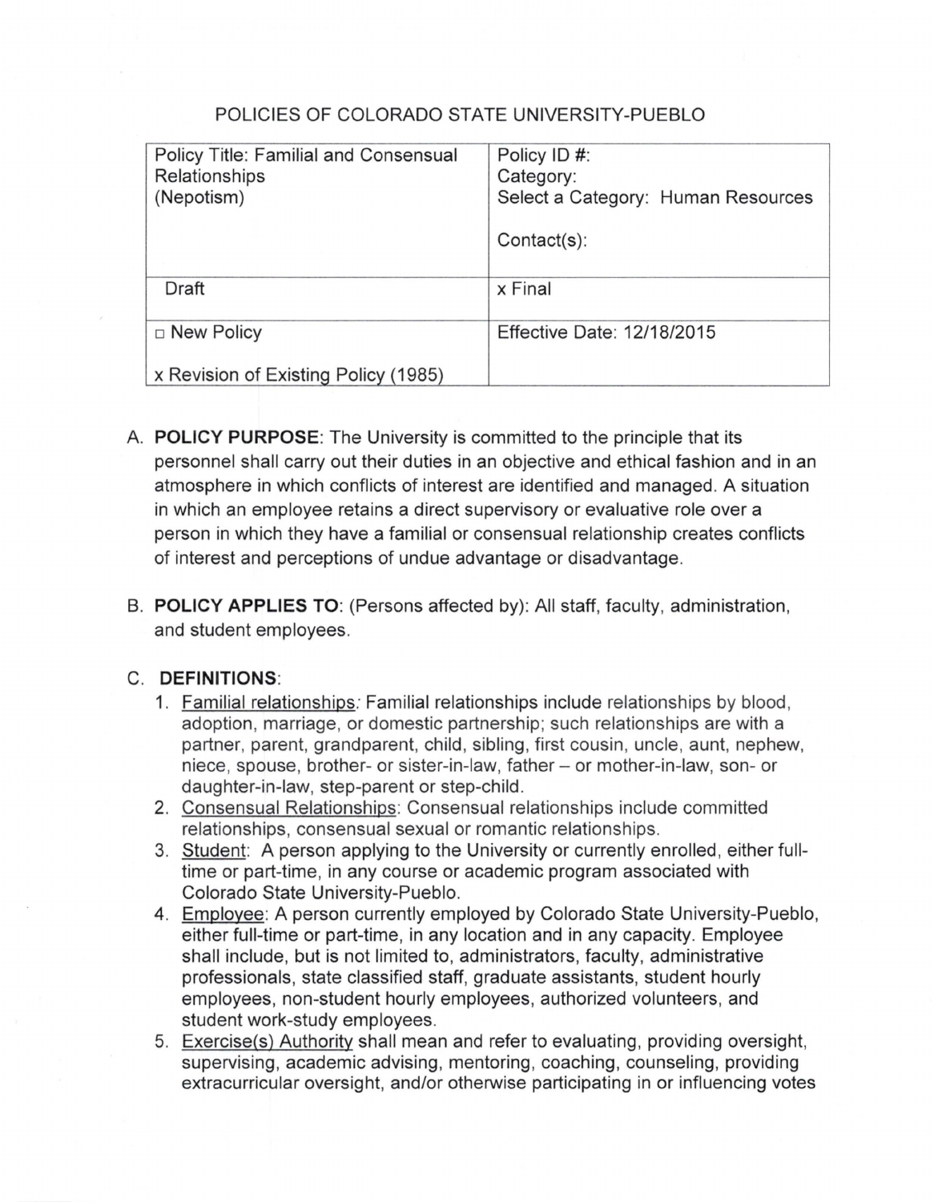# POLICIES OF COLORADO STATE UNIVERSITY-PUEBLO

| Policy Title: Familial and Consensual Relationships (Nepotism) | Policy ID #: <br> Category: <br> Select a Category: Human Resources <br><br> Contact(s): |
|---|---|
| Draft | x Final |
| □ New Policy <br><br> x Revision of Existing Policy (1985) | Effective Date: 12/18/2015 |

A. **POLICY PURPOSE**: The University is committed to the principle that its personnel shall carry out their duties in an objective and ethical fashion and in an atmosphere in which conflicts of interest are identified and managed. A situation in which an employee retains a direct supervisory or evaluative role over a person in which they have a familial or consensual relationship creates conflicts of interest and perceptions of undue advantage or disadvantage.

B. **POLICY APPLIES TO**: (Persons affected by): All staff, faculty, administration, and student employees.

C. **DEFINITIONS**:

1. Familial relationships: Familial relationships include relationships by blood, adoption, marriage, or domestic partnership; such relationships are with a partner, parent, grandparent, child, sibling, first cousin, uncle, aunt, nephew, niece, spouse, brother- or sister-in-law, father – or mother-in-law, son- or daughter-in-law, step-parent or step-child.
2. Consensual Relationships: Consensual relationships include committed relationships, consensual sexual or romantic relationships.
3. Student: A person applying to the University or currently enrolled, either full-time or part-time, in any course or academic program associated with Colorado State University-Pueblo.
4. Employee: A person currently employed by Colorado State University-Pueblo, either full-time or part-time, in any location and in any capacity. Employee shall include, but is not limited to, administrators, faculty, administrative professionals, state classified staff, graduate assistants, student hourly employees, non-student hourly employees, authorized volunteers, and student work-study employees.
5. Exercise(s) Authority shall mean and refer to evaluating, providing oversight, supervising, academic advising, mentoring, coaching, counseling, providing extracurricular oversight, and/or otherwise participating in or influencing votes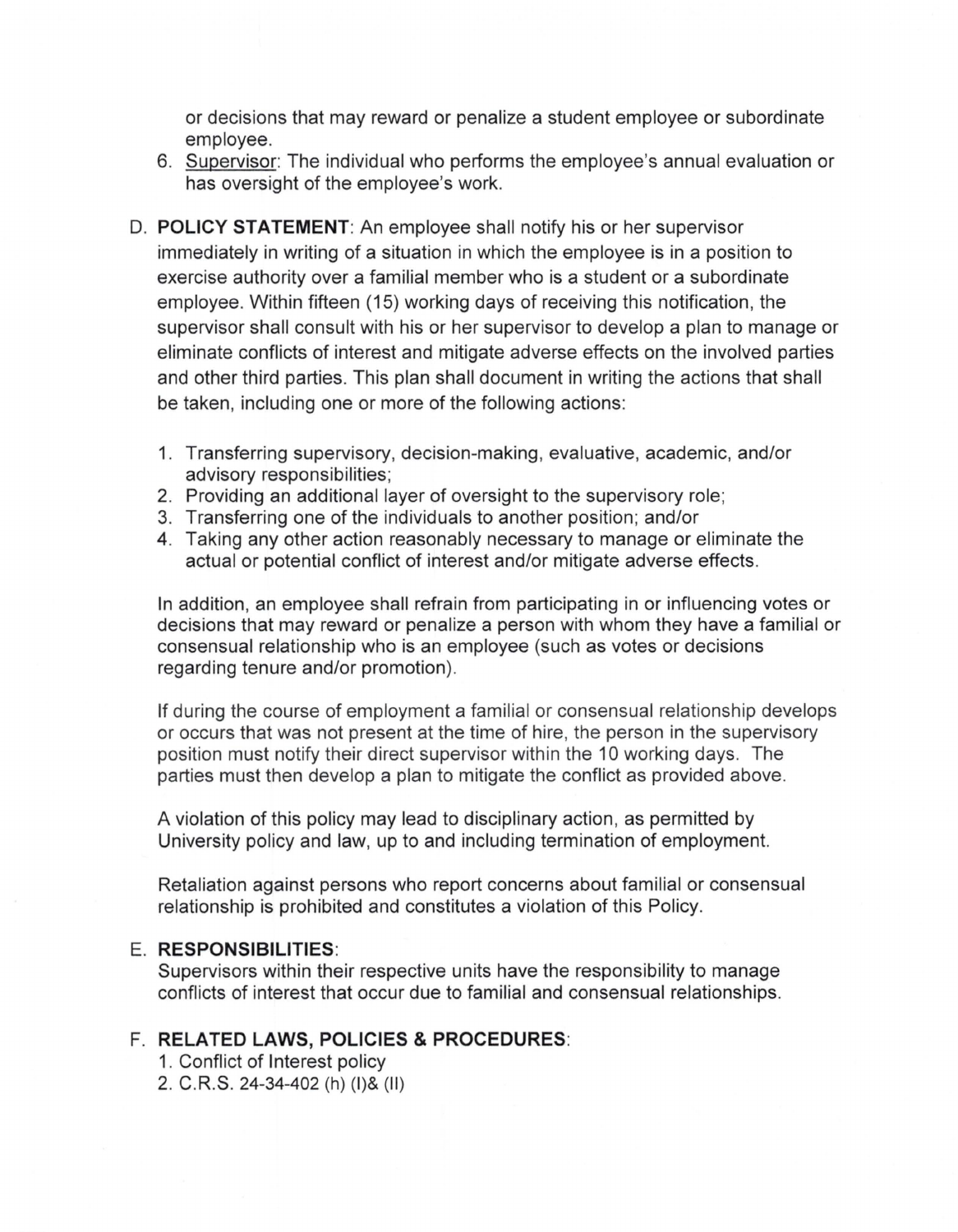or decisions that may reward or penalize a student employee or subordinate employee.

6. Supervisor: The individual who performs the employee's annual evaluation or has oversight of the employee's work.

D. **POLICY STATEMENT**: An employee shall notify his or her supervisor immediately in writing of a situation in which the employee is in a position to exercise authority over a familial member who is a student or a subordinate employee. Within fifteen (15) working days of receiving this notification, the supervisor shall consult with his or her supervisor to develop a plan to manage or eliminate conflicts of interest and mitigate adverse effects on the involved parties and other third parties. This plan shall document in writing the actions that shall be taken, including one or more of the following actions:

1. Transferring supervisory, decision-making, evaluative, academic, and/or advisory responsibilities;
2. Providing an additional layer of oversight to the supervisory role;
3. Transferring one of the individuals to another position; and/or
4. Taking any other action reasonably necessary to manage or eliminate the actual or potential conflict of interest and/or mitigate adverse effects.

In addition, an employee shall refrain from participating in or influencing votes or decisions that may reward or penalize a person with whom they have a familial or consensual relationship who is an employee (such as votes or decisions regarding tenure and/or promotion).

If during the course of employment a familial or consensual relationship develops or occurs that was not present at the time of hire, the person in the supervisory position must notify their direct supervisor within the 10 working days. The parties must then develop a plan to mitigate the conflict as provided above.

A violation of this policy may lead to disciplinary action, as permitted by University policy and law, up to and including termination of employment.

Retaliation against persons who report concerns about familial or consensual relationship is prohibited and constitutes a violation of this Policy.

E. **RESPONSIBILITIES**:

Supervisors within their respective units have the responsibility to manage conflicts of interest that occur due to familial and consensual relationships.

F. **RELATED LAWS, POLICIES & PROCEDURES**:

1. Conflict of Interest policy
2. C.R.S. 24-34-402 (h) (I)& (II)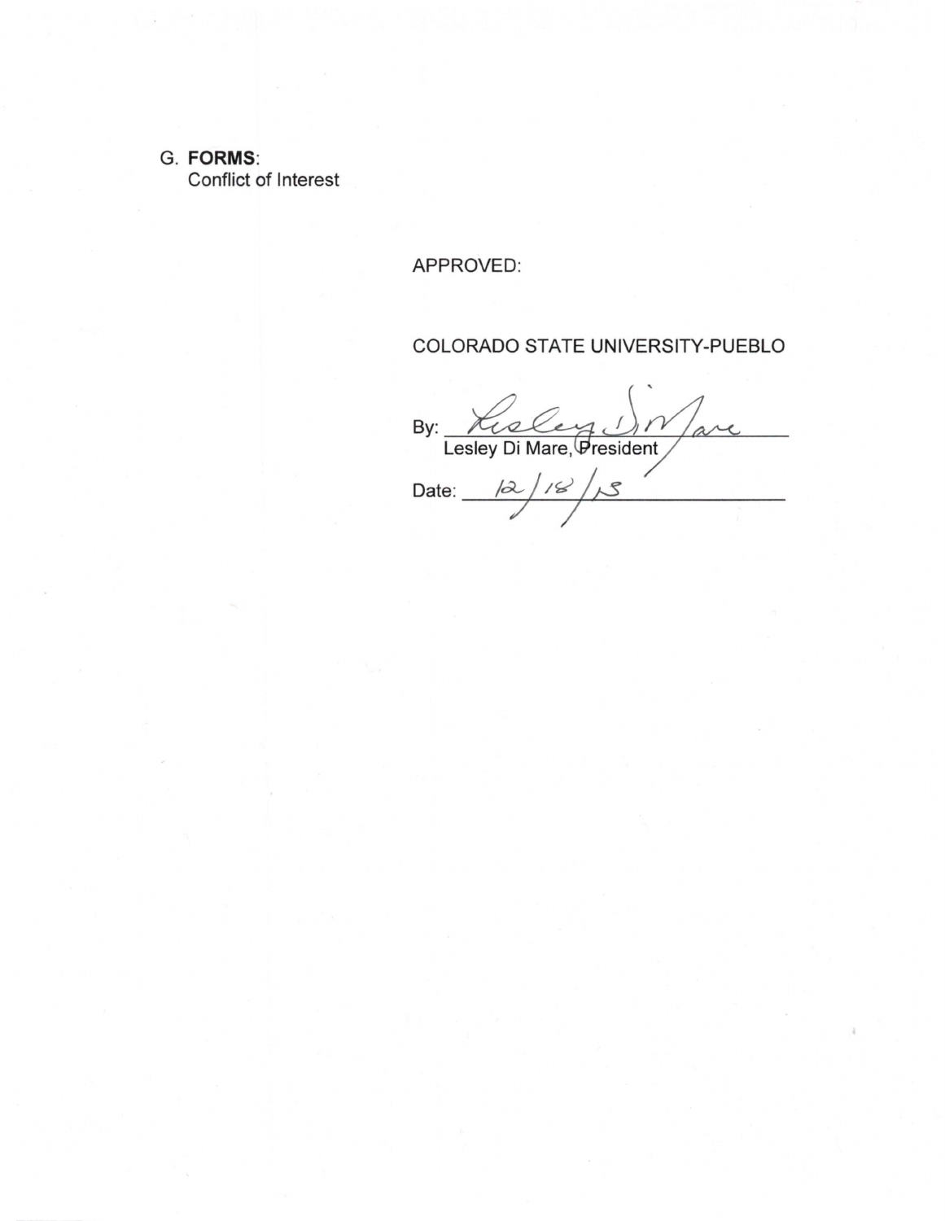G. **FORMS**:
Conflict of Interest

APPROVED:

COLORADO STATE UNIVERSITY-PUEBLO

By: Lesley Di Mare
Lesley Di Mare, President

Date: 12/18/13